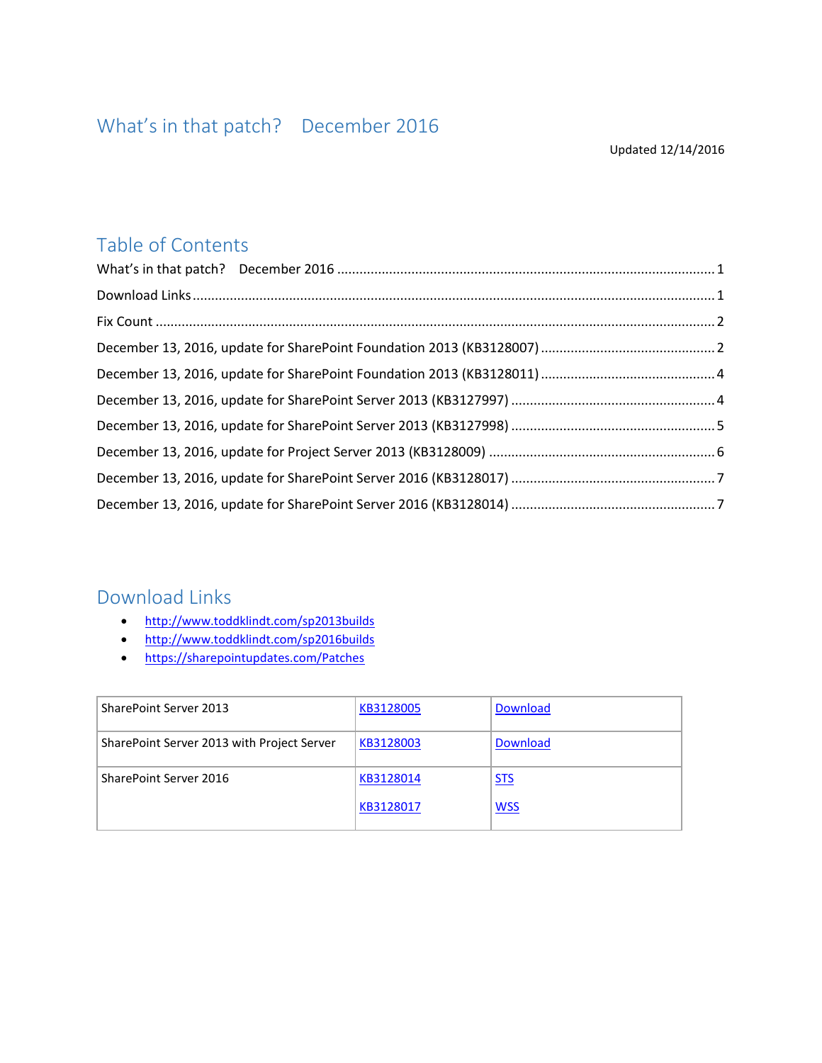# What's in that patch?   December 2016

Updated 12/14/2016

## Table of Contents

What's in that patch?   December 2016 .......... 1

Download Links .......... 1

Fix Count .......... 2

December 13, 2016, update for SharePoint Foundation 2013 (KB3128007) .......... 2

December 13, 2016, update for SharePoint Foundation 2013 (KB3128011) .......... 4

December 13, 2016, update for SharePoint Server 2013 (KB3127997) .......... 4

December 13, 2016, update for SharePoint Server 2013 (KB3127998) .......... 5

December 13, 2016, update for Project Server 2013 (KB3128009) .......... 6

December 13, 2016, update for SharePoint Server 2016 (KB3128017) .......... 7

December 13, 2016, update for SharePoint Server 2016 (KB3128014) .......... 7

## Download Links

- http://www.toddklindt.com/sp2013builds
- http://www.toddklindt.com/sp2016builds
- https://sharepointupdates.com/Patches

| | | |
|---|---|---|
| SharePoint Server 2013 | KB3128005 | Download |
| SharePoint Server 2013 with Project Server | KB3128003 | Download |
| SharePoint Server 2016 | KB3128014<br><br>KB3128017 | STS<br><br>WSS |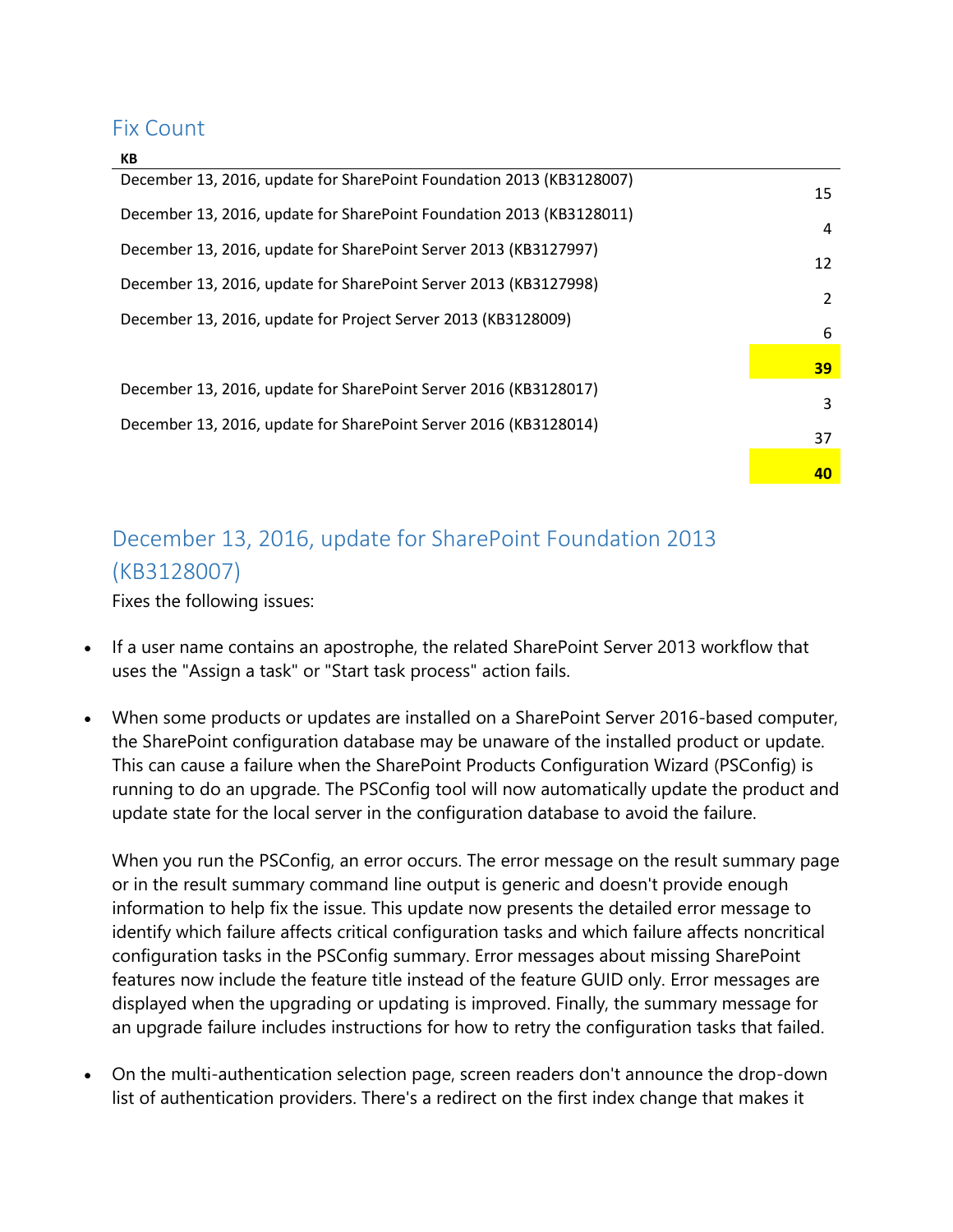## Fix Count

| KB | |
|---|---|
| December 13, 2016, update for SharePoint Foundation 2013 (KB3128007) | 15 |
| December 13, 2016, update for SharePoint Foundation 2013 (KB3128011) | 4 |
| December 13, 2016, update for SharePoint Server 2013 (KB3127997) | 12 |
| December 13, 2016, update for SharePoint Server 2013 (KB3127998) | 2 |
| December 13, 2016, update for Project Server 2013 (KB3128009) | 6 |
| | **39** |
| December 13, 2016, update for SharePoint Server 2016 (KB3128017) | 3 |
| December 13, 2016, update for SharePoint Server 2016 (KB3128014) | 37 |
| | **40** |

## December 13, 2016, update for SharePoint Foundation 2013 (KB3128007)

Fixes the following issues:

- If a user name contains an apostrophe, the related SharePoint Server 2013 workflow that uses the "Assign a task" or "Start task process" action fails.

- When some products or updates are installed on a SharePoint Server 2016-based computer, the SharePoint configuration database may be unaware of the installed product or update. This can cause a failure when the SharePoint Products Configuration Wizard (PSConfig) is running to do an upgrade. The PSConfig tool will now automatically update the product and update state for the local server in the configuration database to avoid the failure.

  When you run the PSConfig, an error occurs. The error message on the result summary page or in the result summary command line output is generic and doesn't provide enough information to help fix the issue. This update now presents the detailed error message to identify which failure affects critical configuration tasks and which failure affects noncritical configuration tasks in the PSConfig summary. Error messages about missing SharePoint features now include the feature title instead of the feature GUID only. Error messages are displayed when the upgrading or updating is improved. Finally, the summary message for an upgrade failure includes instructions for how to retry the configuration tasks that failed.

- On the multi-authentication selection page, screen readers don't announce the drop-down list of authentication providers. There's a redirect on the first index change that makes it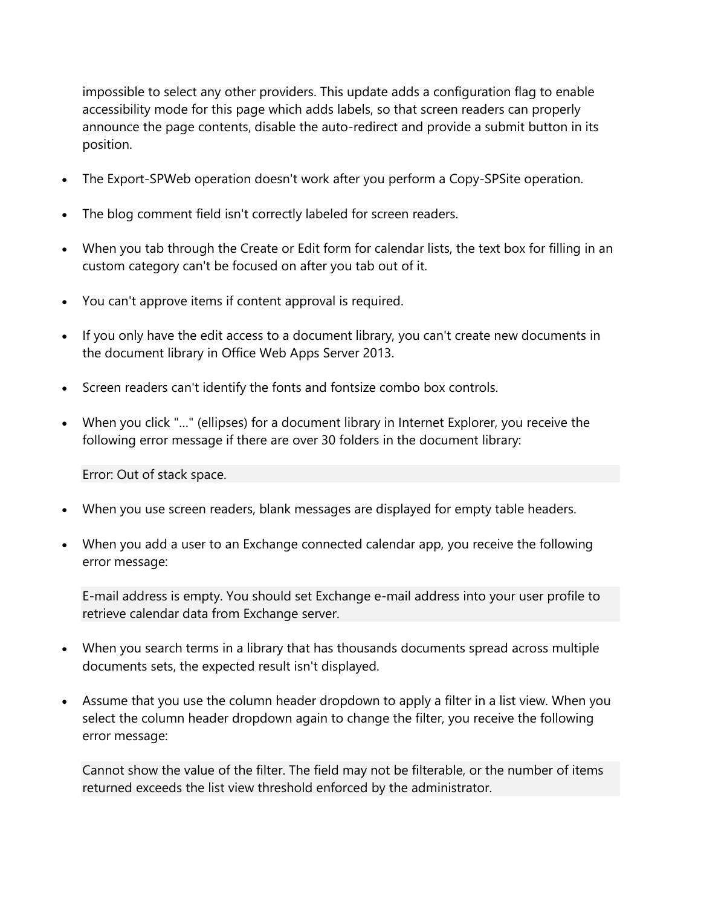impossible to select any other providers. This update adds a configuration flag to enable accessibility mode for this page which adds labels, so that screen readers can properly announce the page contents, disable the auto-redirect and provide a submit button in its position.

- The Export-SPWeb operation doesn't work after you perform a Copy-SPSite operation.
- The blog comment field isn't correctly labeled for screen readers.
- When you tab through the Create or Edit form for calendar lists, the text box for filling in an custom category can't be focused on after you tab out of it.
- You can't approve items if content approval is required.
- If you only have the edit access to a document library, you can't create new documents in the document library in Office Web Apps Server 2013.
- Screen readers can't identify the fonts and fontsize combo box controls.
- When you click "..." (ellipses) for a document library in Internet Explorer, you receive the following error message if there are over 30 folders in the document library:

  ```
  Error: Out of stack space.
  ```

- When you use screen readers, blank messages are displayed for empty table headers.
- When you add a user to an Exchange connected calendar app, you receive the following error message:

  ```
  E-mail address is empty. You should set Exchange e-mail address into your user profile to retrieve calendar data from Exchange server.
  ```

- When you search terms in a library that has thousands documents spread across multiple documents sets, the expected result isn't displayed.
- Assume that you use the column header dropdown to apply a filter in a list view. When you select the column header dropdown again to change the filter, you receive the following error message:

  ```
  Cannot show the value of the filter. The field may not be filterable, or the number of items returned exceeds the list view threshold enforced by the administrator.
  ```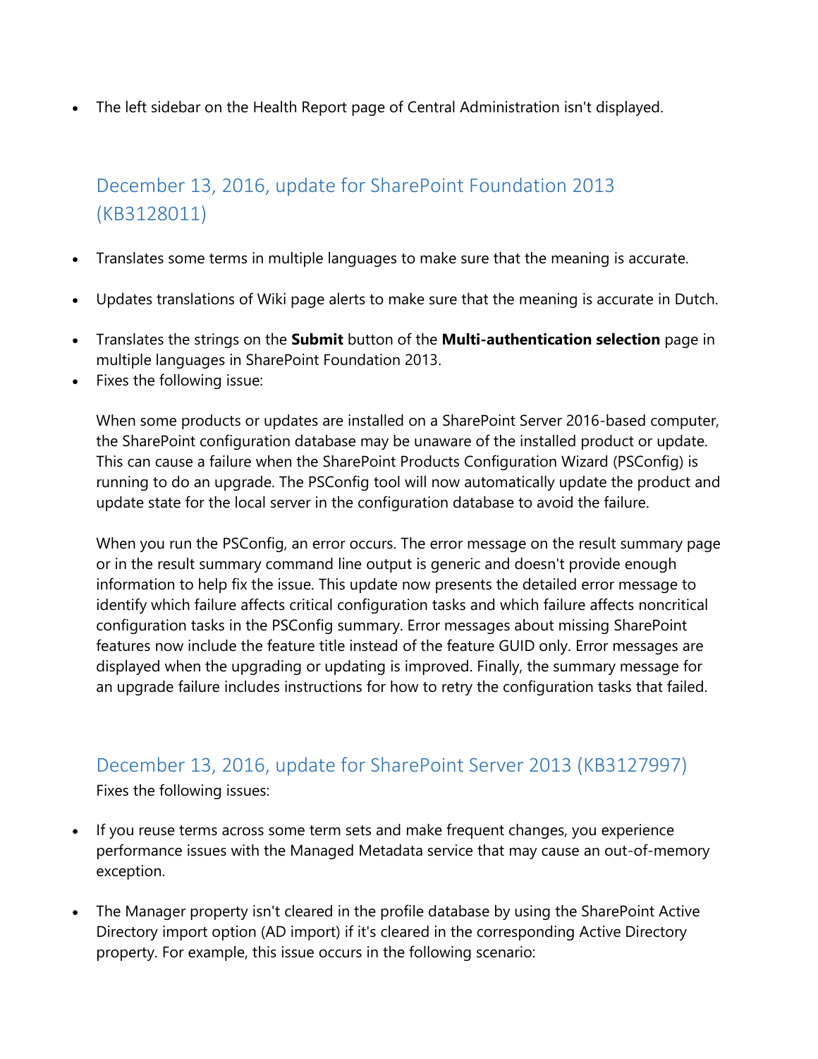- The left sidebar on the Health Report page of Central Administration isn't displayed.

## December 13, 2016, update for SharePoint Foundation 2013 (KB3128011)

- Translates some terms in multiple languages to make sure that the meaning is accurate.
- Updates translations of Wiki page alerts to make sure that the meaning is accurate in Dutch.
- Translates the strings on the **Submit** button of the **Multi-authentication selection** page in multiple languages in SharePoint Foundation 2013.
- Fixes the following issue:

  When some products or updates are installed on a SharePoint Server 2016-based computer, the SharePoint configuration database may be unaware of the installed product or update. This can cause a failure when the SharePoint Products Configuration Wizard (PSConfig) is running to do an upgrade. The PSConfig tool will now automatically update the product and update state for the local server in the configuration database to avoid the failure.

  When you run the PSConfig, an error occurs. The error message on the result summary page or in the result summary command line output is generic and doesn't provide enough information to help fix the issue. This update now presents the detailed error message to identify which failure affects critical configuration tasks and which failure affects noncritical configuration tasks in the PSConfig summary. Error messages about missing SharePoint features now include the feature title instead of the feature GUID only. Error messages are displayed when the upgrading or updating is improved. Finally, the summary message for an upgrade failure includes instructions for how to retry the configuration tasks that failed.

## December 13, 2016, update for SharePoint Server 2013 (KB3127997)

Fixes the following issues:

- If you reuse terms across some term sets and make frequent changes, you experience performance issues with the Managed Metadata service that may cause an out-of-memory exception.
- The Manager property isn't cleared in the profile database by using the SharePoint Active Directory import option (AD import) if it's cleared in the corresponding Active Directory property. For example, this issue occurs in the following scenario: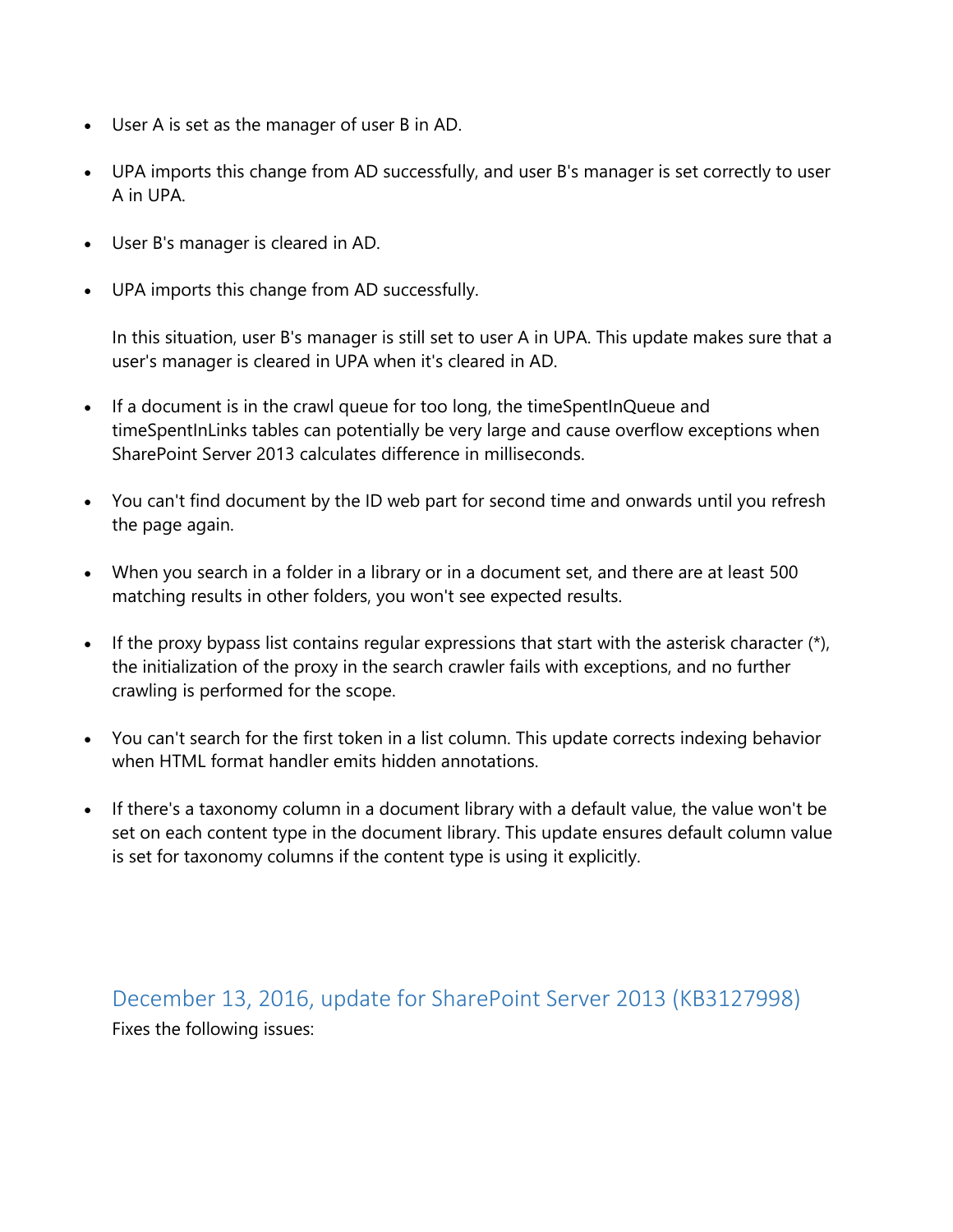- User A is set as the manager of user B in AD.
- UPA imports this change from AD successfully, and user B's manager is set correctly to user A in UPA.
- User B's manager is cleared in AD.
- UPA imports this change from AD successfully.

  In this situation, user B's manager is still set to user A in UPA. This update makes sure that a user's manager is cleared in UPA when it's cleared in AD.

- If a document is in the crawl queue for too long, the timeSpentInQueue and timeSpentInLinks tables can potentially be very large and cause overflow exceptions when SharePoint Server 2013 calculates difference in milliseconds.
- You can't find document by the ID web part for second time and onwards until you refresh the page again.
- When you search in a folder in a library or in a document set, and there are at least 500 matching results in other folders, you won't see expected results.
- If the proxy bypass list contains regular expressions that start with the asterisk character (*), the initialization of the proxy in the search crawler fails with exceptions, and no further crawling is performed for the scope.
- You can't search for the first token in a list column. This update corrects indexing behavior when HTML format handler emits hidden annotations.
- If there's a taxonomy column in a document library with a default value, the value won't be set on each content type in the document library. This update ensures default column value is set for taxonomy columns if the content type is using it explicitly.

## December 13, 2016, update for SharePoint Server 2013 (KB3127998)

Fixes the following issues: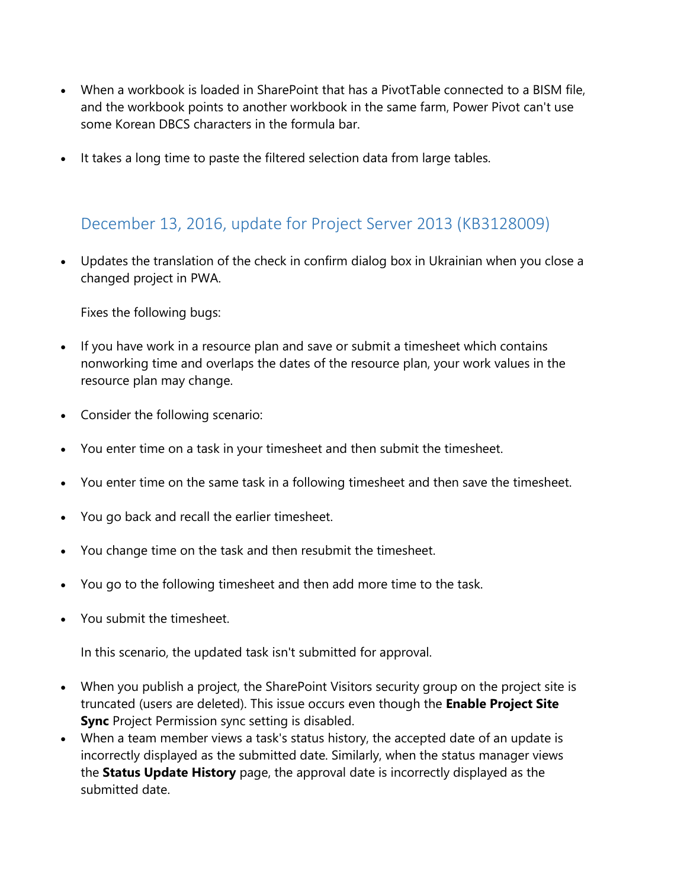- When a workbook is loaded in SharePoint that has a PivotTable connected to a BISM file, and the workbook points to another workbook in the same farm, Power Pivot can't use some Korean DBCS characters in the formula bar.
- It takes a long time to paste the filtered selection data from large tables.

## December 13, 2016, update for Project Server 2013 (KB3128009)

- Updates the translation of the check in confirm dialog box in Ukrainian when you close a changed project in PWA.

  Fixes the following bugs:

- If you have work in a resource plan and save or submit a timesheet which contains nonworking time and overlaps the dates of the resource plan, your work values in the resource plan may change.
- Consider the following scenario:
- You enter time on a task in your timesheet and then submit the timesheet.
- You enter time on the same task in a following timesheet and then save the timesheet.
- You go back and recall the earlier timesheet.
- You change time on the task and then resubmit the timesheet.
- You go to the following timesheet and then add more time to the task.
- You submit the timesheet.

  In this scenario, the updated task isn't submitted for approval.

- When you publish a project, the SharePoint Visitors security group on the project site is truncated (users are deleted). This issue occurs even though the **Enable Project Site Sync** Project Permission sync setting is disabled.
- When a team member views a task's status history, the accepted date of an update is incorrectly displayed as the submitted date. Similarly, when the status manager views the **Status Update History** page, the approval date is incorrectly displayed as the submitted date.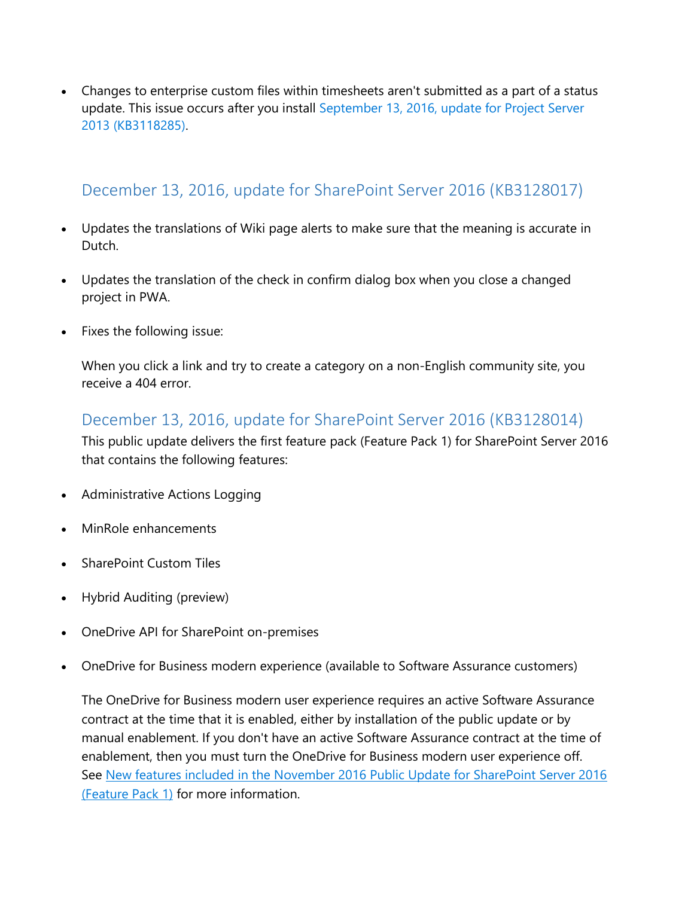- Changes to enterprise custom files within timesheets aren't submitted as a part of a status update. This issue occurs after you install September 13, 2016, update for Project Server 2013 (KB3118285).

## December 13, 2016, update for SharePoint Server 2016 (KB3128017)

- Updates the translations of Wiki page alerts to make sure that the meaning is accurate in Dutch.
- Updates the translation of the check in confirm dialog box when you close a changed project in PWA.
- Fixes the following issue:

  When you click a link and try to create a category on a non-English community site, you receive a 404 error.

## December 13, 2016, update for SharePoint Server 2016 (KB3128014)

This public update delivers the first feature pack (Feature Pack 1) for SharePoint Server 2016 that contains the following features:

- Administrative Actions Logging
- MinRole enhancements
- SharePoint Custom Tiles
- Hybrid Auditing (preview)
- OneDrive API for SharePoint on-premises
- OneDrive for Business modern experience (available to Software Assurance customers)

  The OneDrive for Business modern user experience requires an active Software Assurance contract at the time that it is enabled, either by installation of the public update or by manual enablement. If you don't have an active Software Assurance contract at the time of enablement, then you must turn the OneDrive for Business modern user experience off. See New features included in the November 2016 Public Update for SharePoint Server 2016 (Feature Pack 1) for more information.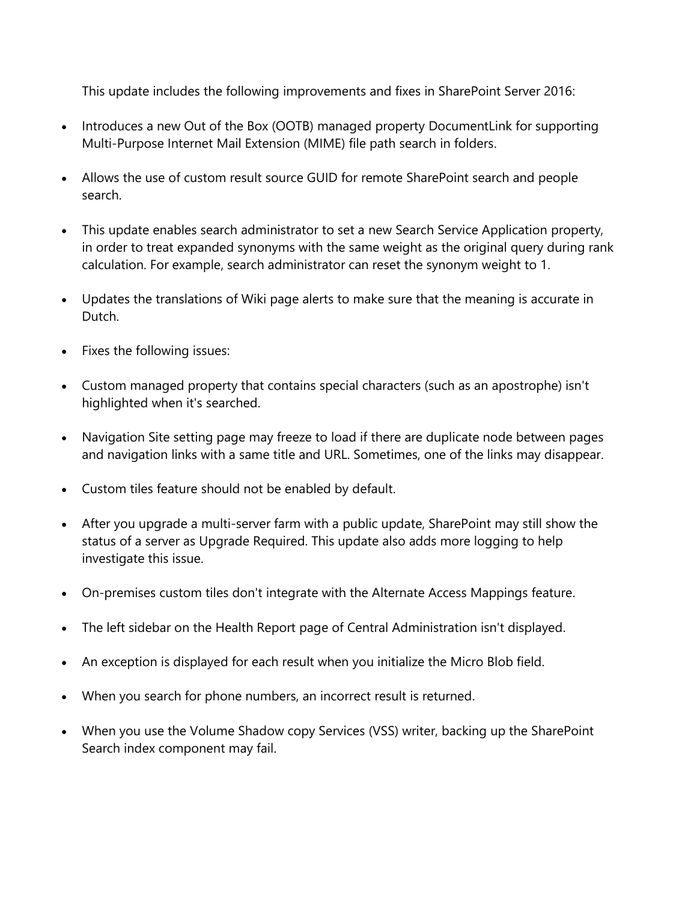This update includes the following improvements and fixes in SharePoint Server 2016:

- Introduces a new Out of the Box (OOTB) managed property DocumentLink for supporting Multi-Purpose Internet Mail Extension (MIME) file path search in folders.
- Allows the use of custom result source GUID for remote SharePoint search and people search.
- This update enables search administrator to set a new Search Service Application property, in order to treat expanded synonyms with the same weight as the original query during rank calculation. For example, search administrator can reset the synonym weight to 1.
- Updates the translations of Wiki page alerts to make sure that the meaning is accurate in Dutch.
- Fixes the following issues:
- Custom managed property that contains special characters (such as an apostrophe) isn't highlighted when it's searched.
- Navigation Site setting page may freeze to load if there are duplicate node between pages and navigation links with a same title and URL. Sometimes, one of the links may disappear.
- Custom tiles feature should not be enabled by default.
- After you upgrade a multi-server farm with a public update, SharePoint may still show the status of a server as Upgrade Required. This update also adds more logging to help investigate this issue.
- On-premises custom tiles don't integrate with the Alternate Access Mappings feature.
- The left sidebar on the Health Report page of Central Administration isn't displayed.
- An exception is displayed for each result when you initialize the Micro Blob field.
- When you search for phone numbers, an incorrect result is returned.
- When you use the Volume Shadow copy Services (VSS) writer, backing up the SharePoint Search index component may fail.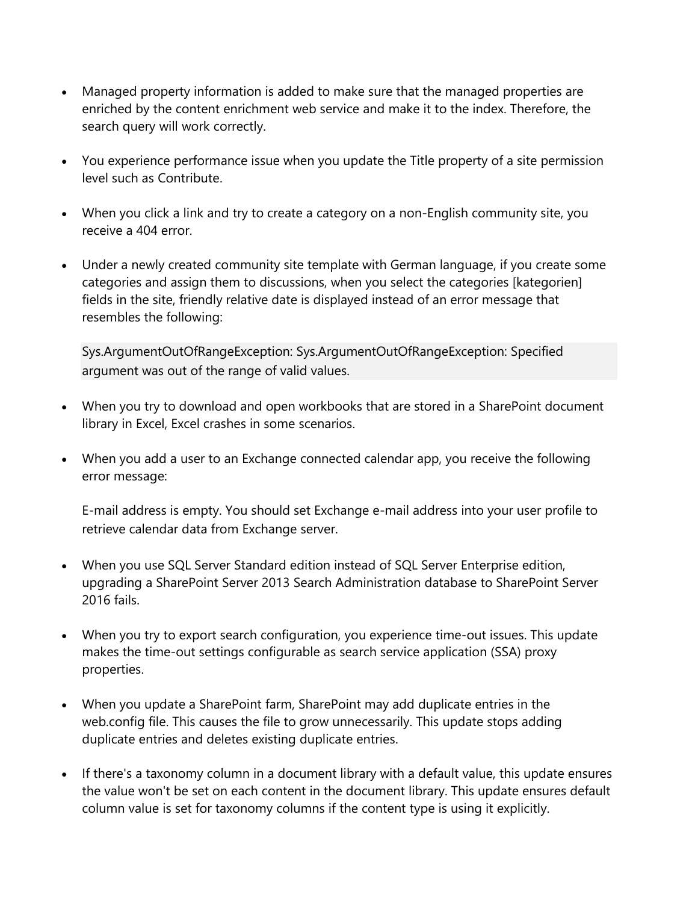- Managed property information is added to make sure that the managed properties are enriched by the content enrichment web service and make it to the index. Therefore, the search query will work correctly.

- You experience performance issue when you update the Title property of a site permission level such as Contribute.

- When you click a link and try to create a category on a non-English community site, you receive a 404 error.

- Under a newly created community site template with German language, if you create some categories and assign them to discussions, when you select the categories [kategorien] fields in the site, friendly relative date is displayed instead of an error message that resembles the following:

  ```
  Sys.ArgumentOutOfRangeException: Sys.ArgumentOutOfRangeException: Specified argument was out of the range of valid values.
  ```

- When you try to download and open workbooks that are stored in a SharePoint document library in Excel, Excel crashes in some scenarios.

- When you add a user to an Exchange connected calendar app, you receive the following error message:

  E-mail address is empty. You should set Exchange e-mail address into your user profile to retrieve calendar data from Exchange server.

- When you use SQL Server Standard edition instead of SQL Server Enterprise edition, upgrading a SharePoint Server 2013 Search Administration database to SharePoint Server 2016 fails.

- When you try to export search configuration, you experience time-out issues. This update makes the time-out settings configurable as search service application (SSA) proxy properties.

- When you update a SharePoint farm, SharePoint may add duplicate entries in the web.config file. This causes the file to grow unnecessarily. This update stops adding duplicate entries and deletes existing duplicate entries.

- If there's a taxonomy column in a document library with a default value, this update ensures the value won't be set on each content in the document library. This update ensures default column value is set for taxonomy columns if the content type is using it explicitly.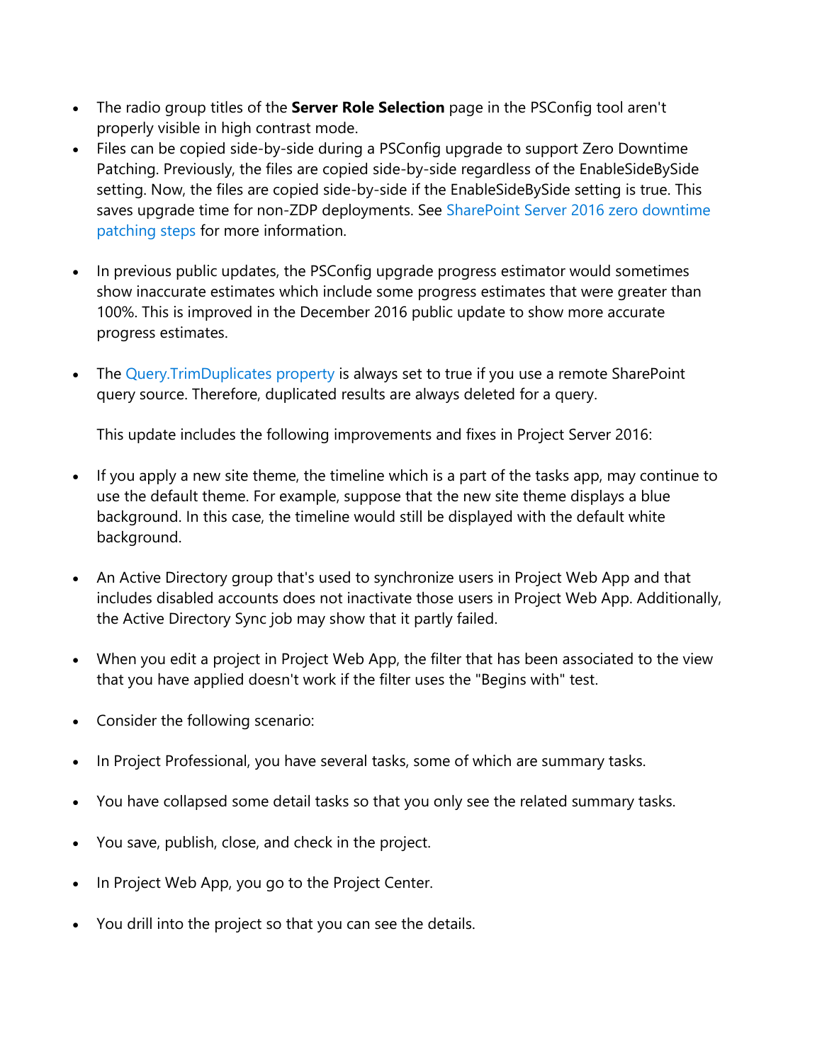- The radio group titles of the **Server Role Selection** page in the PSConfig tool aren't properly visible in high contrast mode.
- Files can be copied side-by-side during a PSConfig upgrade to support Zero Downtime Patching. Previously, the files are copied side-by-side regardless of the EnableSideBySide setting. Now, the files are copied side-by-side if the EnableSideBySide setting is true. This saves upgrade time for non-ZDP deployments. See SharePoint Server 2016 zero downtime patching steps for more information.
- In previous public updates, the PSConfig upgrade progress estimator would sometimes show inaccurate estimates which include some progress estimates that were greater than 100%. This is improved in the December 2016 public update to show more accurate progress estimates.
- The Query.TrimDuplicates property is always set to true if you use a remote SharePoint query source. Therefore, duplicated results are always deleted for a query.

  This update includes the following improvements and fixes in Project Server 2016:

- If you apply a new site theme, the timeline which is a part of the tasks app, may continue to use the default theme. For example, suppose that the new site theme displays a blue background. In this case, the timeline would still be displayed with the default white background.
- An Active Directory group that's used to synchronize users in Project Web App and that includes disabled accounts does not inactivate those users in Project Web App. Additionally, the Active Directory Sync job may show that it partly failed.
- When you edit a project in Project Web App, the filter that has been associated to the view that you have applied doesn't work if the filter uses the "Begins with" test.
- Consider the following scenario:
- In Project Professional, you have several tasks, some of which are summary tasks.
- You have collapsed some detail tasks so that you only see the related summary tasks.
- You save, publish, close, and check in the project.
- In Project Web App, you go to the Project Center.
- You drill into the project so that you can see the details.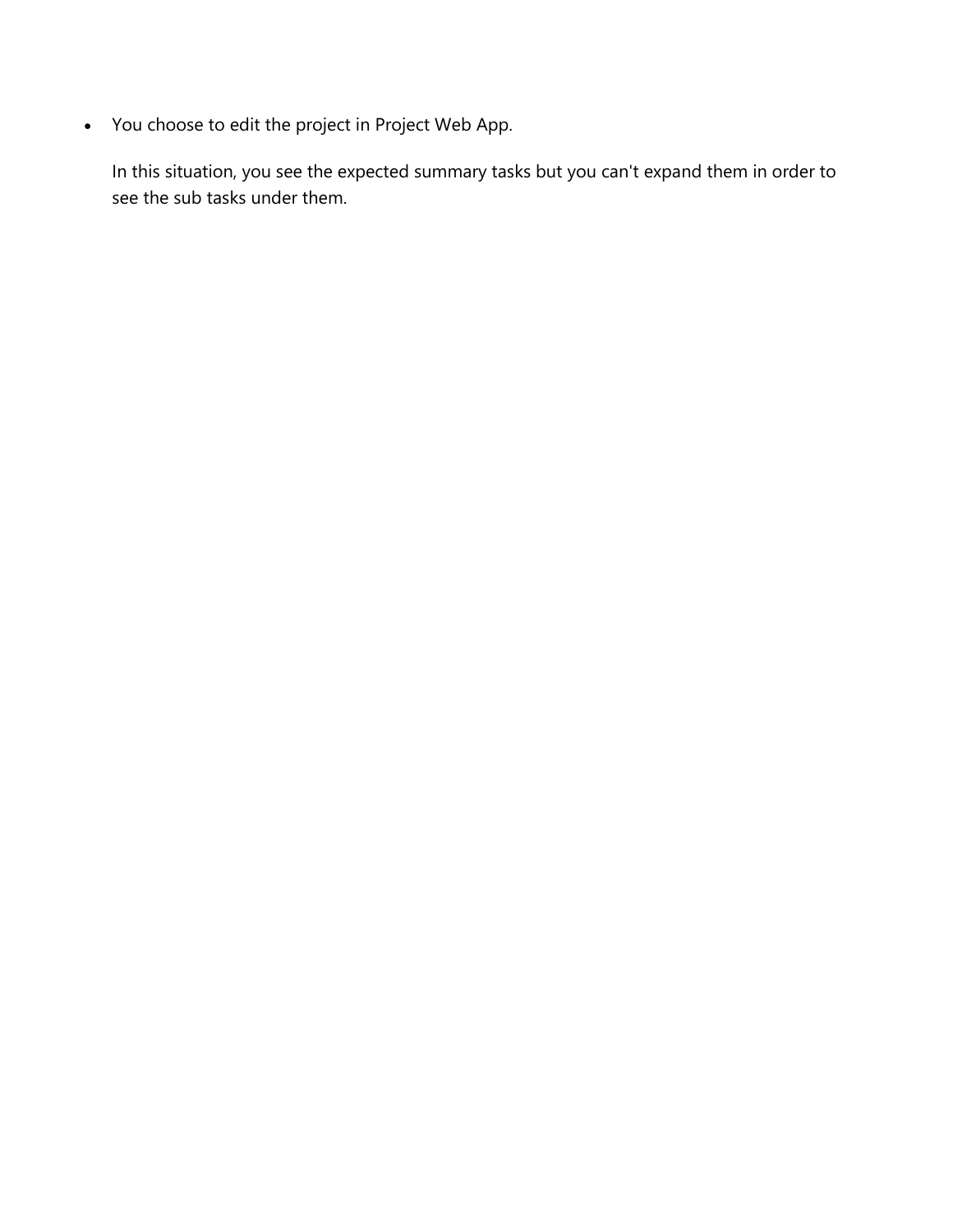- You choose to edit the project in Project Web App.

  In this situation, you see the expected summary tasks but you can't expand them in order to see the sub tasks under them.